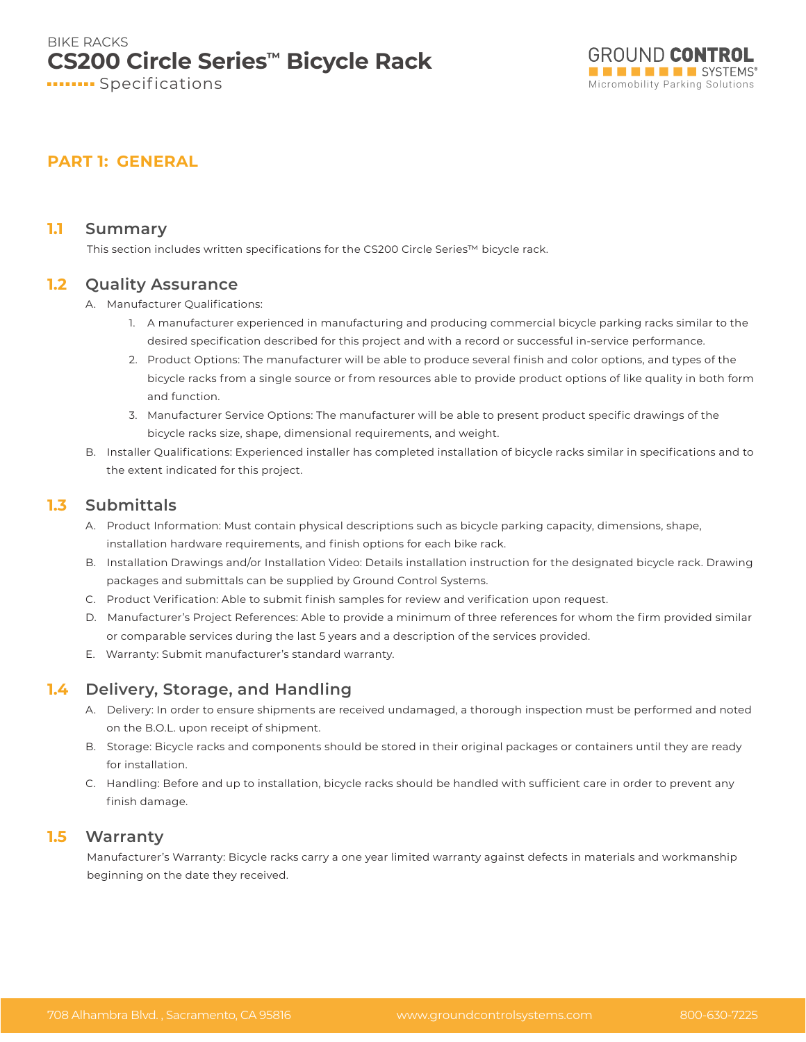BIKE RACKS

# CS200 Circle Series™ Bicycle Rack

Specifications

## PART 1: GENERAL

### 1.1 Summary

This section includes written specifications for the CS200 Circle Series™ bicycle rack.

### 1.2 Quality Assurance

A. Manufacturer Qualifications:

1. A manufacturer experienced in manufacturing and producing commercial bicycle parking racks similar to the desired specification described for this project and with a record or successful in-service performance.
2. Product Options: The manufacturer will be able to produce several finish and color options, and types of the bicycle racks from a single source or from resources able to provide product options of like quality in both form and function.
3. Manufacturer Service Options: The manufacturer will be able to present product specific drawings of the bicycle racks size, shape, dimensional requirements, and weight.

B. Installer Qualifications: Experienced installer has completed installation of bicycle racks similar in specifications and to the extent indicated for this project.

### 1.3 Submittals

A. Product Information: Must contain physical descriptions such as bicycle parking capacity, dimensions, shape, installation hardware requirements, and finish options for each bike rack.

B. Installation Drawings and/or Installation Video: Details installation instruction for the designated bicycle rack. Drawing packages and submittals can be supplied by Ground Control Systems.

C. Product Verification: Able to submit finish samples for review and verification upon request.

D. Manufacturer's Project References: Able to provide a minimum of three references for whom the firm provided similar or comparable services during the last 5 years and a description of the services provided.

E. Warranty: Submit manufacturer's standard warranty.

### 1.4 Delivery, Storage, and Handling

A. Delivery: In order to ensure shipments are received undamaged, a thorough inspection must be performed and noted on the B.O.L. upon receipt of shipment.

B. Storage: Bicycle racks and components should be stored in their original packages or containers until they are ready for installation.

C. Handling: Before and up to installation, bicycle racks should be handled with sufficient care in order to prevent any finish damage.

### 1.5 Warranty

Manufacturer's Warranty: Bicycle racks carry a one year limited warranty against defects in materials and workmanship beginning on the date they received.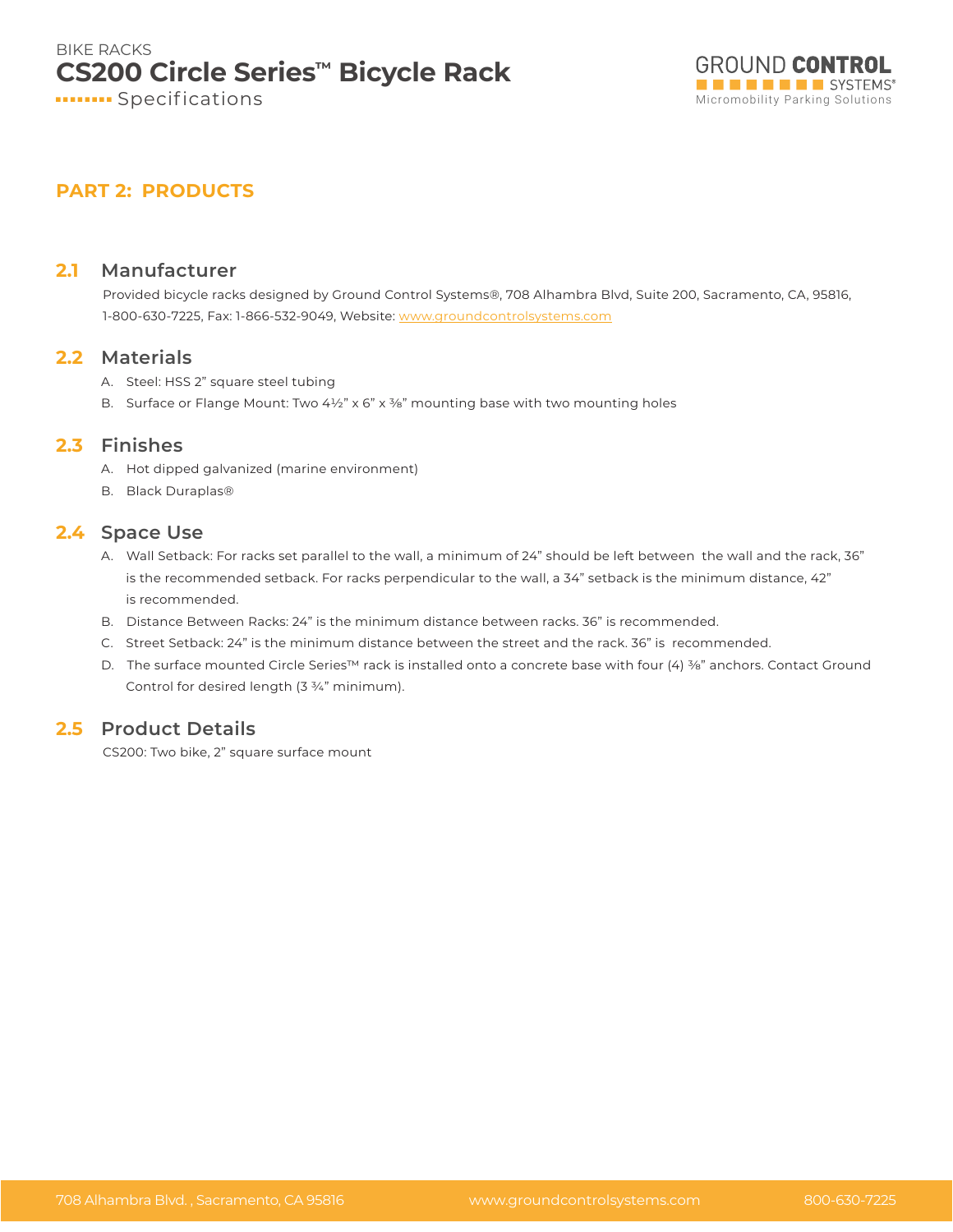## PART 2: PRODUCTS

### 2.1 Manufacturer

Provided bicycle racks designed by Ground Control Systems®, 708 Alhambra Blvd, Suite 200, Sacramento, CA, 95816, 1-800-630-7225, Fax: 1-866-532-9049, Website: www.groundcontrolsystems.com

### 2.2 Materials

A. Steel: HSS 2” square steel tubing

B. Surface or Flange Mount: Two 4½” x 6” x ⅜” mounting base with two mounting holes

### 2.3 Finishes

A. Hot dipped galvanized (marine environment)

B. Black Duraplas®

### 2.4 Space Use

A. Wall Setback: For racks set parallel to the wall, a minimum of 24” should be left between the wall and the rack, 36” is the recommended setback. For racks perpendicular to the wall, a 34” setback is the minimum distance, 42” is recommended.

B. Distance Between Racks: 24” is the minimum distance between racks. 36” is recommended.

C. Street Setback: 24” is the minimum distance between the street and the rack. 36” is recommended.

D. The surface mounted Circle Series™ rack is installed onto a concrete base with four (4) ⅜” anchors. Contact Ground Control for desired length (3 ¾” minimum).

### 2.5 Product Details

CS200: Two bike, 2” square surface mount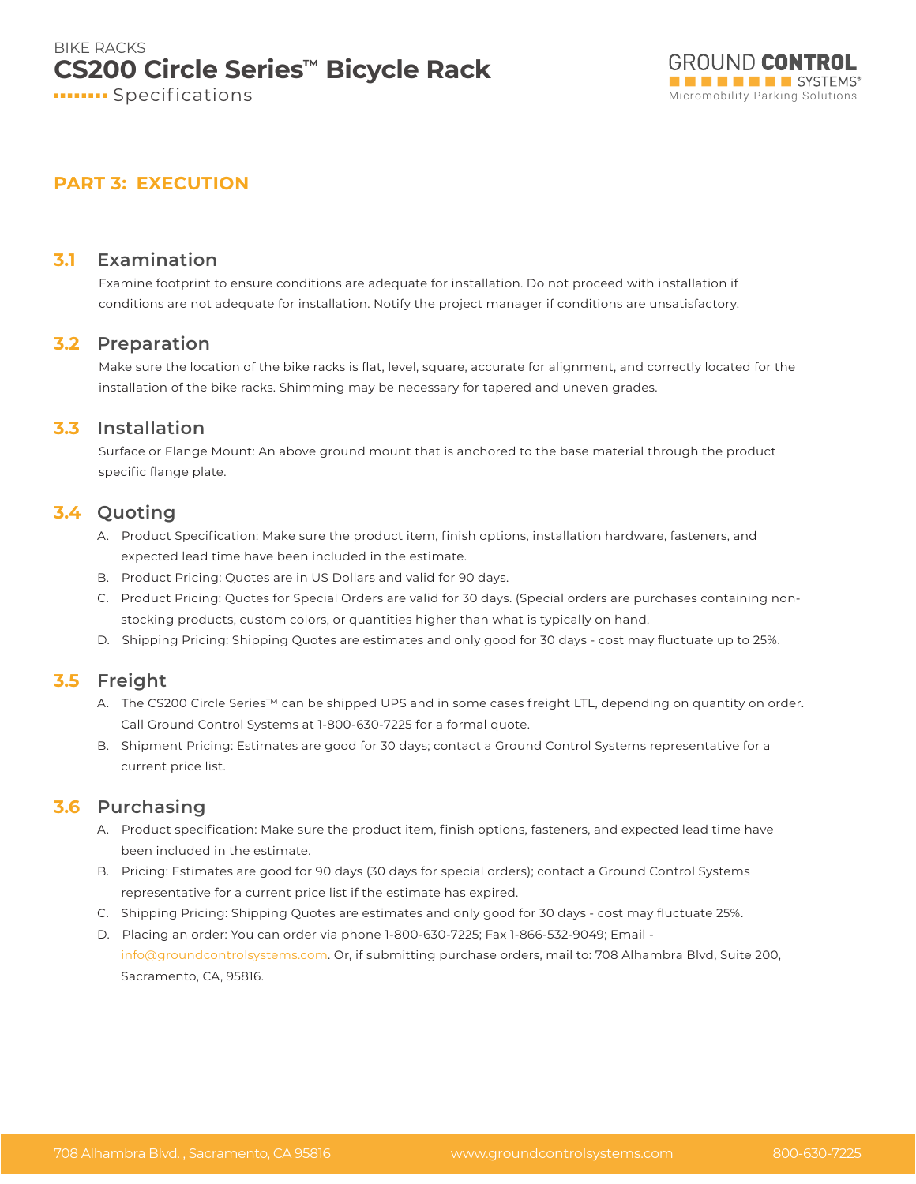## PART 3: EXECUTION

### 3.1 Examination

Examine footprint to ensure conditions are adequate for installation. Do not proceed with installation if conditions are not adequate for installation. Notify the project manager if conditions are unsatisfactory.

### 3.2 Preparation

Make sure the location of the bike racks is flat, level, square, accurate for alignment, and correctly located for the installation of the bike racks. Shimming may be necessary for tapered and uneven grades.

### 3.3 Installation

Surface or Flange Mount: An above ground mount that is anchored to the base material through the product specific flange plate.

### 3.4 Quoting

A. Product Specification: Make sure the product item, finish options, installation hardware, fasteners, and expected lead time have been included in the estimate.

B. Product Pricing: Quotes are in US Dollars and valid for 90 days.

C. Product Pricing: Quotes for Special Orders are valid for 30 days. (Special orders are purchases containing non-stocking products, custom colors, or quantities higher than what is typically on hand.

D. Shipping Pricing: Shipping Quotes are estimates and only good for 30 days - cost may fluctuate up to 25%.

### 3.5 Freight

A. The CS200 Circle Series™ can be shipped UPS and in some cases freight LTL, depending on quantity on order. Call Ground Control Systems at 1-800-630-7225 for a formal quote.

B. Shipment Pricing: Estimates are good for 30 days; contact a Ground Control Systems representative for a current price list.

### 3.6 Purchasing

A. Product specification: Make sure the product item, finish options, fasteners, and expected lead time have been included in the estimate.

B. Pricing: Estimates are good for 90 days (30 days for special orders); contact a Ground Control Systems representative for a current price list if the estimate has expired.

C. Shipping Pricing: Shipping Quotes are estimates and only good for 30 days - cost may fluctuate 25%.

D. Placing an order: You can order via phone 1-800-630-7225; Fax 1-866-532-9049; Email - info@groundcontrolsystems.com. Or, if submitting purchase orders, mail to: 708 Alhambra Blvd, Suite 200, Sacramento, CA, 95816.